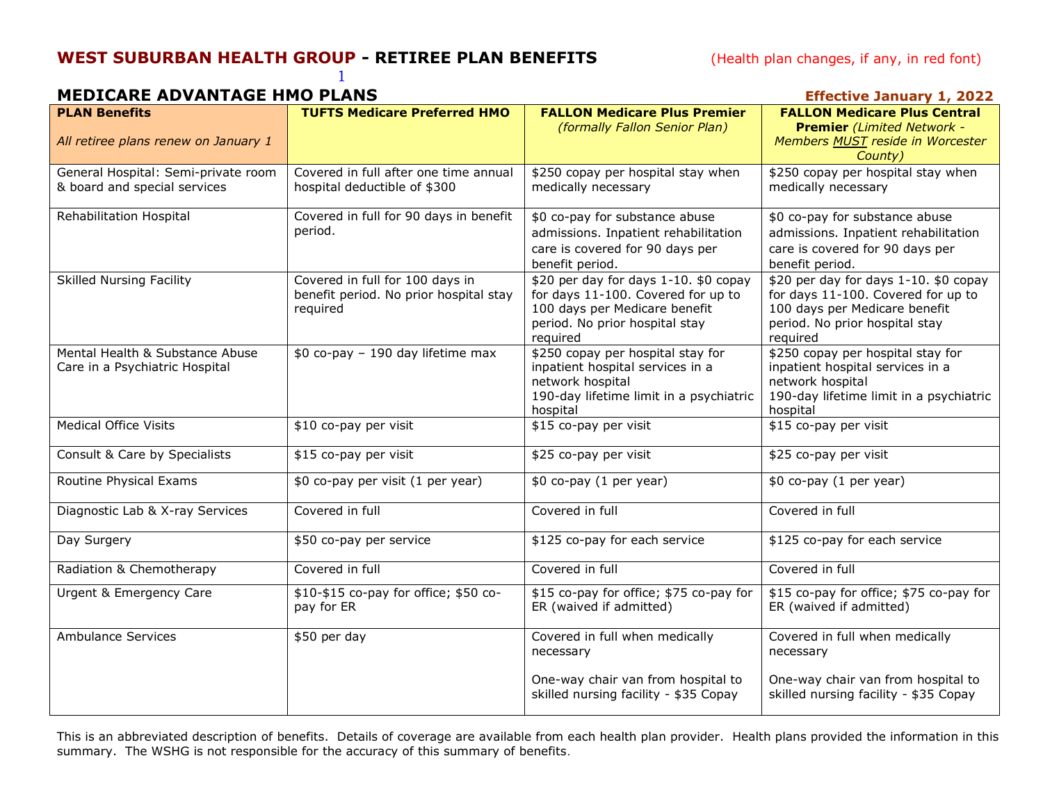# **WEST SUBURBAN HEALTH GROUP - RETIREE PLAN BENEFITS**

(Health plan changes, if any, in red font)

1

## **MEDICARE ADVANTAGE HMO PLANS**

**Effective January 1, 2022**

| **PLAN Benefits** *All retiree plans renew on January 1* | **TUFTS Medicare Preferred HMO** | **FALLON Medicare Plus Premier** *(formally Fallon Senior Plan)* | **FALLON Medicare Plus Central Premier** *(Limited Network - Members MUST reside in Worcester County)* |
|---|---|---|---|
| General Hospital: Semi-private room & board and special services | Covered in full after one time annual hospital deductible of $300 | $250 copay per hospital stay when medically necessary | $250 copay per hospital stay when medically necessary |
| Rehabilitation Hospital | Covered in full for 90 days in benefit period. | $0 co-pay for substance abuse admissions. Inpatient rehabilitation care is covered for 90 days per benefit period. | $0 co-pay for substance abuse admissions. Inpatient rehabilitation care is covered for 90 days per benefit period. |
| Skilled Nursing Facility | Covered in full for 100 days in benefit period. No prior hospital stay required | $20 per day for days 1-10. $0 copay for days 11-100. Covered for up to 100 days per Medicare benefit period. No prior hospital stay required | $20 per day for days 1-10. $0 copay for days 11-100. Covered for up to 100 days per Medicare benefit period. No prior hospital stay required |
| Mental Health & Substance Abuse Care in a Psychiatric Hospital | $0 co-pay – 190 day lifetime max | $250 copay per hospital stay for inpatient hospital services in a network hospital 190-day lifetime limit in a psychiatric hospital | $250 copay per hospital stay for inpatient hospital services in a network hospital 190-day lifetime limit in a psychiatric hospital |
| Medical Office Visits | $10 co-pay per visit | $15 co-pay per visit | $15 co-pay per visit |
| Consult & Care by Specialists | $15 co-pay per visit | $25 co-pay per visit | $25 co-pay per visit |
| Routine Physical Exams | $0 co-pay per visit (1 per year) | $0 co-pay (1 per year) | $0 co-pay (1 per year) |
| Diagnostic Lab & X-ray Services | Covered in full | Covered in full | Covered in full |
| Day Surgery | $50 co-pay per service | $125 co-pay for each service | $125 co-pay for each service |
| Radiation & Chemotherapy | Covered in full | Covered in full | Covered in full |
| Urgent & Emergency Care | $10-$15 co-pay for office; $50 co-pay for ER | $15 co-pay for office; $75 co-pay for ER (waived if admitted) | $15 co-pay for office; $75 co-pay for ER (waived if admitted) |
| Ambulance Services | $50 per day | Covered in full when medically necessary<br><br>One-way chair van from hospital to skilled nursing facility - $35 Copay | Covered in full when medically necessary<br><br>One-way chair van from hospital to skilled nursing facility - $35 Copay |

This is an abbreviated description of benefits. Details of coverage are available from each health plan provider. Health plans provided the information in this summary. The WSHG is not responsible for the accuracy of this summary of benefits.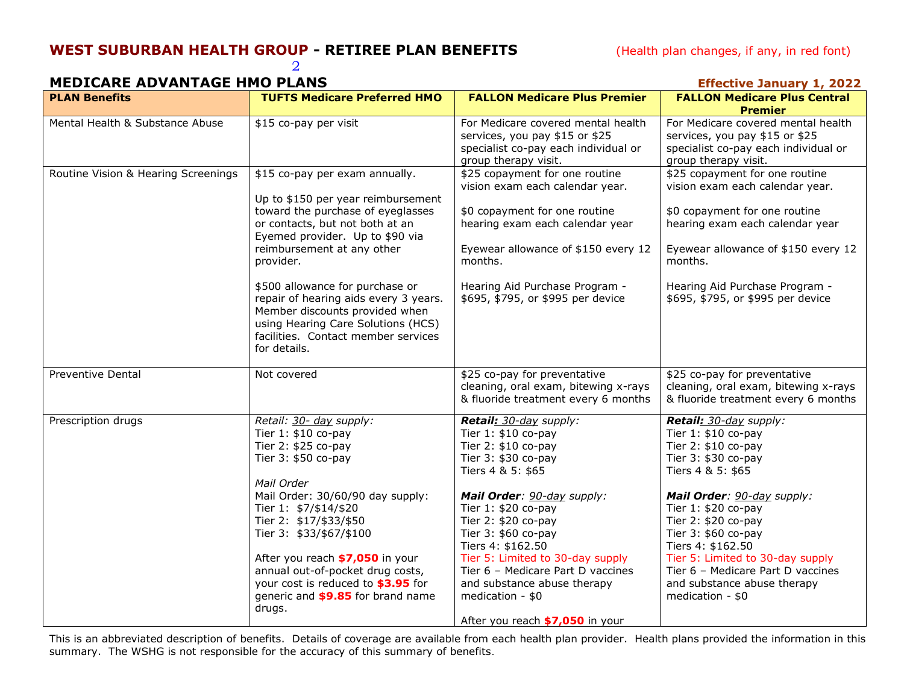# WEST SUBURBAN HEALTH GROUP - RETIREE PLAN BENEFITS

(Health plan changes, if any, in red font)

## MEDICARE ADVANTAGE HMO PLANS

**Effective January 1, 2022**

| PLAN Benefits | TUFTS Medicare Preferred HMO | FALLON Medicare Plus Premier | FALLON Medicare Plus Central Premier |
|---|---|---|---|
| Mental Health & Substance Abuse | $15 co-pay per visit | For Medicare covered mental health services, you pay $15 or $25 specialist co-pay each individual or group therapy visit. | For Medicare covered mental health services, you pay $15 or $25 specialist co-pay each individual or group therapy visit. |
| Routine Vision & Hearing Screenings | $15 co-pay per exam annually.<br><br>Up to $150 per year reimbursement toward the purchase of eyeglasses or contacts, but not both at an Eyemed provider. Up to $90 via reimbursement at any other provider.<br><br>$500 allowance for purchase or repair of hearing aids every 3 years. Member discounts provided when using Hearing Care Solutions (HCS) facilities. Contact member services for details. | $25 copayment for one routine vision exam each calendar year.<br><br>$0 copayment for one routine hearing exam each calendar year<br><br>Eyewear allowance of $150 every 12 months.<br><br>Hearing Aid Purchase Program - $695, $795, or $995 per device | $25 copayment for one routine vision exam each calendar year.<br><br>$0 copayment for one routine hearing exam each calendar year<br><br>Eyewear allowance of $150 every 12 months.<br><br>Hearing Aid Purchase Program - $695, $795, or $995 per device |
| Preventive Dental | Not covered | $25 co-pay for preventative cleaning, oral exam, bitewing x-rays & fluoride treatment every 6 months | $25 co-pay for preventative cleaning, oral exam, bitewing x-rays & fluoride treatment every 6 months |
| Prescription drugs | *Retail: 30- day supply:*<br>Tier 1: $10 co-pay<br>Tier 2: $25 co-pay<br>Tier 3: $50 co-pay<br><br>*Mail Order*<br>Mail Order: 30/60/90 day supply:<br>Tier 1: $7/$14/$20<br>Tier 2: $17/$33/$50<br>Tier 3: $33/$67/$100<br><br>After you reach **$7,050** in your annual out-of-pocket drug costs, your cost is reduced to **$3.95** for generic and **$9.85** for brand name drugs. | ***Retail:*** *30-day supply:*<br>Tier 1: $10 co-pay<br>Tier 2: $10 co-pay<br>Tier 3: $30 co-pay<br>Tiers 4 & 5: $65<br><br>***Mail Order****: 90-day supply:*<br>Tier 1: $20 co-pay<br>Tier 2: $20 co-pay<br>Tier 3: $60 co-pay<br>Tiers 4: $162.50<br>Tier 5: Limited to 30-day supply<br>Tier 6 – Medicare Part D vaccines and substance abuse therapy medication - $0<br><br>After you reach **$7,050** in your | ***Retail:*** *30-day supply:*<br>Tier 1: $10 co-pay<br>Tier 2: $10 co-pay<br>Tier 3: $30 co-pay<br>Tiers 4 & 5: $65<br><br>***Mail Order****: 90-day supply:*<br>Tier 1: $20 co-pay<br>Tier 2: $20 co-pay<br>Tier 3: $60 co-pay<br>Tiers 4: $162.50<br>Tier 5: Limited to 30-day supply<br>Tier 6 – Medicare Part D vaccines and substance abuse therapy medication - $0 |

This is an abbreviated description of benefits. Details of coverage are available from each health plan provider. Health plans provided the information in this summary. The WSHG is not responsible for the accuracy of this summary of benefits.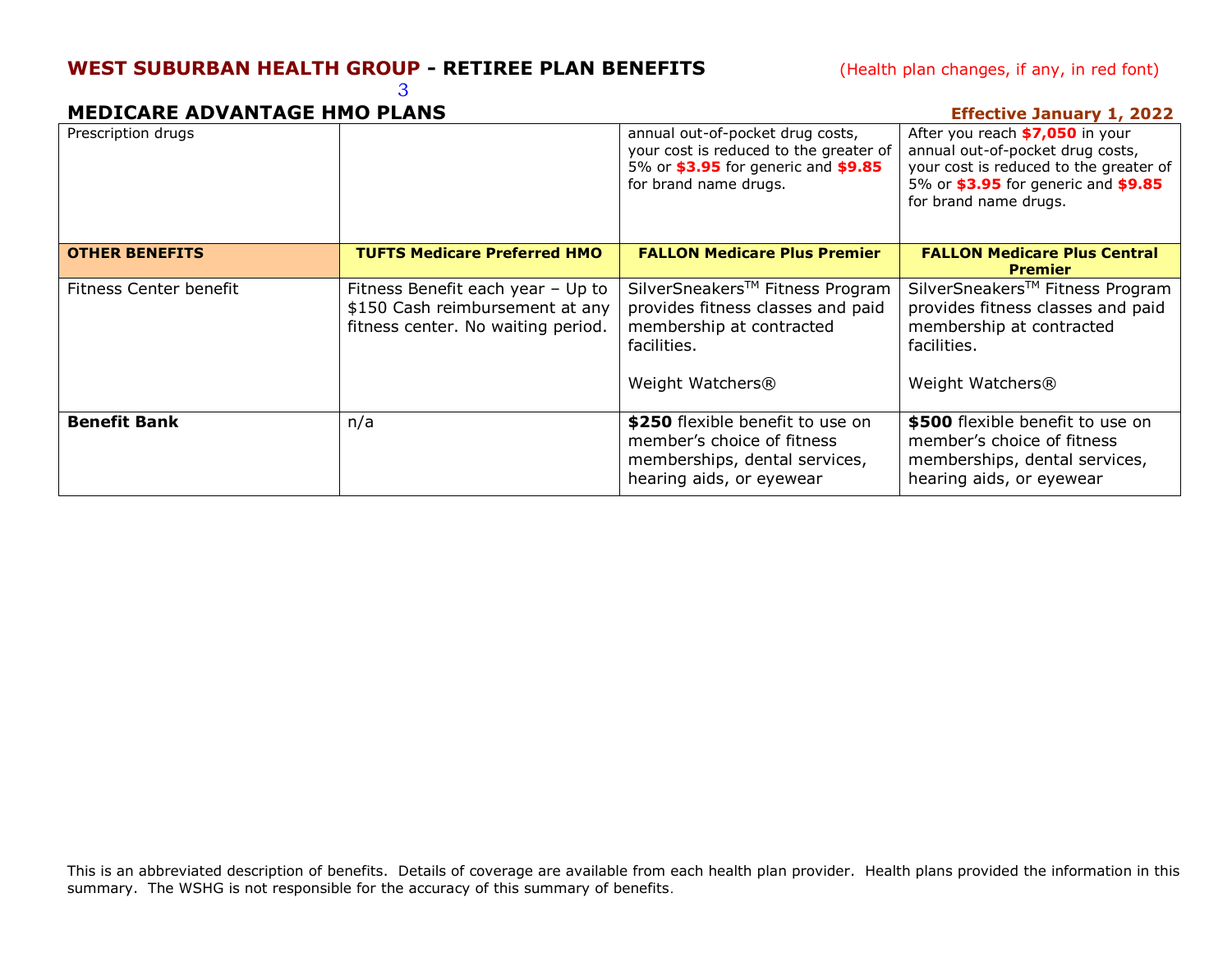## WEST SUBURBAN HEALTH GROUP - RETIREE PLAN BENEFITS

(Health plan changes, if any, in red font)

## MEDICARE ADVANTAGE HMO PLANS

**Effective January 1, 2022**

| | | | |
|---|---|---|---|
| Prescription drugs | | annual out-of-pocket drug costs, your cost is reduced to the greater of 5% or **$3.95** for generic and **$9.85** for brand name drugs. | After you reach **$7,050** in your annual out-of-pocket drug costs, your cost is reduced to the greater of 5% or **$3.95** for generic and **$9.85** for brand name drugs. |
| **OTHER BENEFITS** | **TUFTS Medicare Preferred HMO** | **FALLON Medicare Plus Premier** | **FALLON Medicare Plus Central Premier** |
| Fitness Center benefit | Fitness Benefit each year – Up to $150 Cash reimbursement at any fitness center. No waiting period. | SilverSneakers™ Fitness Program provides fitness classes and paid membership at contracted facilities.<br><br>Weight Watchers® | SilverSneakers™ Fitness Program provides fitness classes and paid membership at contracted facilities.<br><br>Weight Watchers® |
| **Benefit Bank** | n/a | **$250** flexible benefit to use on member's choice of fitness memberships, dental services, hearing aids, or eyewear | **$500** flexible benefit to use on member's choice of fitness memberships, dental services, hearing aids, or eyewear |

This is an abbreviated description of benefits. Details of coverage are available from each health plan provider. Health plans provided the information in this summary. The WSHG is not responsible for the accuracy of this summary of benefits.